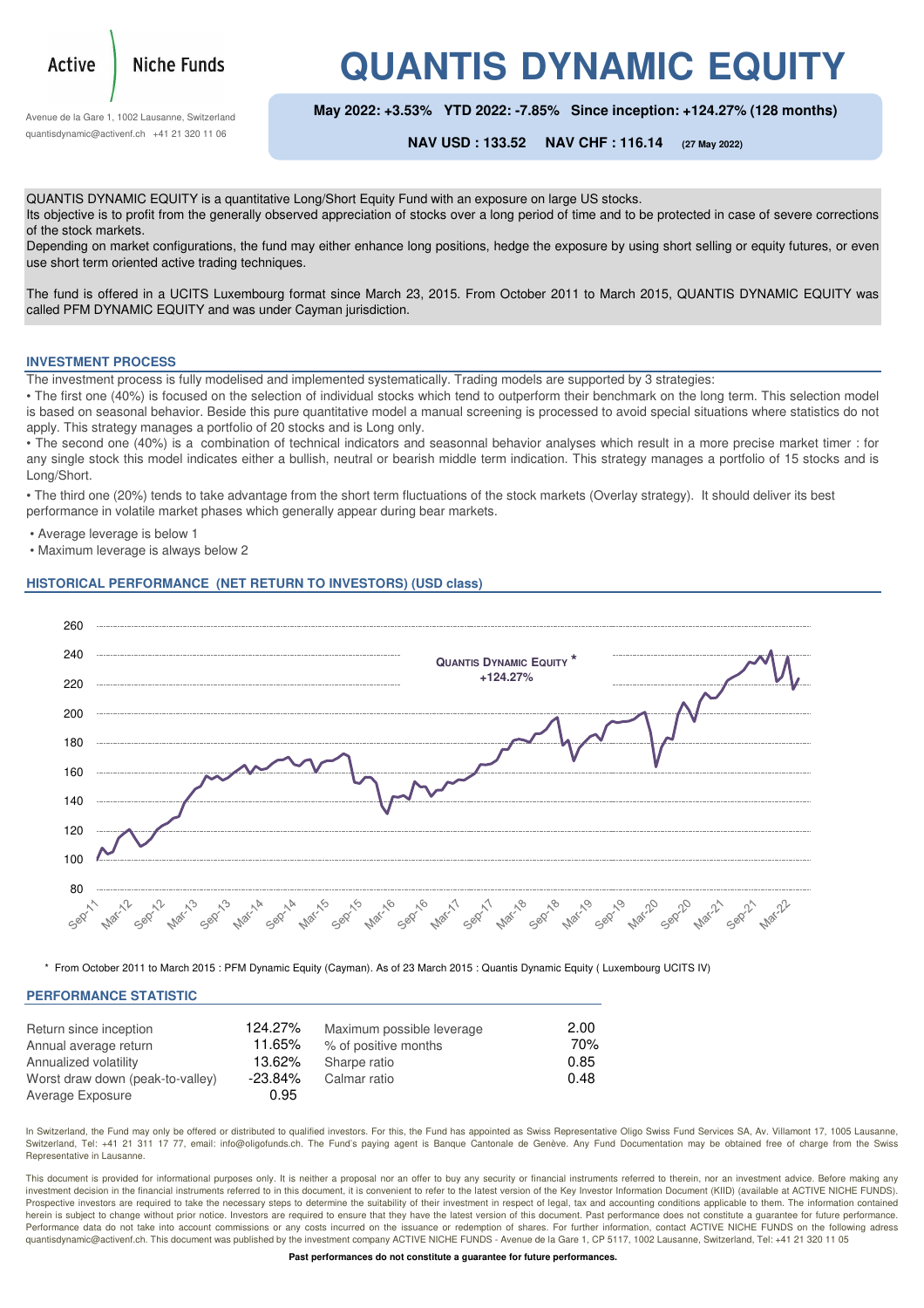Active | Niche Funds

Avenue de la Gare 1, 1002 Lausanne, Switzerland
quantisdynamic@activenf.ch +41 21 320 11 06

# QUANTIS DYNAMIC EQUITY

**May 2022: +3.53% YTD 2022: -7.85% Since inception: +124.27% (128 months)**

**NAV USD : 133.52 NAV CHF : 116.14** (27 May 2022)

QUANTIS DYNAMIC EQUITY is a quantitative Long/Short Equity Fund with an exposure on large US stocks.
Its objective is to profit from the generally observed appreciation of stocks over a long period of time and to be protected in case of severe corrections of the stock markets.
Depending on market configurations, the fund may either enhance long positions, hedge the exposure by using short selling or equity futures, or even use short term oriented active trading techniques.

The fund is offered in a UCITS Luxembourg format since March 23, 2015. From October 2011 to March 2015, QUANTIS DYNAMIC EQUITY was called PFM DYNAMIC EQUITY and was under Cayman jurisdiction.

## INVESTMENT PROCESS

The investment process is fully modelised and implemented systematically. Trading models are supported by 3 strategies:

• The first one (40%) is focused on the selection of individual stocks which tend to outperform their benchmark on the long term. This selection model is based on seasonal behavior. Beside this pure quantitative model a manual screening is processed to avoid special situations where statistics do not apply. This strategy manages a portfolio of 20 stocks and is Long only.

• The second one (40%) is a combination of technical indicators and seasonnal behavior analyses which result in a more precise market timer : for any single stock this model indicates either a bullish, neutral or bearish middle term indication. This strategy manages a portfolio of 15 stocks and is Long/Short.

• The third one (20%) tends to take advantage from the short term fluctuations of the stock markets (Overlay strategy). It should deliver its best performance in volatile market phases which generally appear during bear markets.

• Average leverage is below 1
• Maximum leverage is always below 2

## HISTORICAL PERFORMANCE (NET RETURN TO INVESTORS) (USD class)

QUANTIS DYNAMIC EQUITY *
+124.27%

\* From October 2011 to March 2015 : PFM Dynamic Equity (Cayman). As of 23 March 2015 : Quantis Dynamic Equity ( Luxembourg UCITS IV)

## PERFORMANCE STATISTIC

| | | | |
|---|---|---|---|
| Return since inception | 124.27% | Maximum possible leverage | 2.00 |
| Annual average return | 11.65% | % of positive months | 70% |
| Annualized volatility | 13.62% | Sharpe ratio | 0.85 |
| Worst draw down (peak-to-valley) | -23.84% | Calmar ratio | 0.48 |
| Average Exposure | 0.95 | | |

In Switzerland, the Fund may only be offered or distributed to qualified investors. For this, the Fund has appointed as Swiss Representative Oligo Swiss Fund Services SA, Av. Villamont 17, 1005 Lausanne, Switzerland, Tel: +41 21 311 17 77, email: info@oligofunds.ch. The Fund's paying agent is Banque Cantonale de Genève. Any Fund Documentation may be obtained free of charge from the Swiss Representative in Lausanne.

This document is provided for informational purposes only. It is neither a proposal nor an offer to buy any security or financial instruments referred to therein, nor an investment advice. Before making any investment decision in the financial instruments referred to in this document, it is convenient to refer to the latest version of the Key Investor Information Document (KIID) (available at ACTIVE NICHE FUNDS). Prospective investors are required to take the necessary steps to determine the suitability of their investment in respect of legal, tax and accounting conditions applicable to them. The information contained herein is subject to change without prior notice. Investors are required to ensure that they have the latest version of this document. Past performance does not constitute a guarantee for future performance. Performance data do not take into account commissions or any costs incurred on the issuance or redemption of shares. For further information, contact ACTIVE NICHE FUNDS on the following adress quantisdynamic@activenf.ch. This document was published by the investment company ACTIVE NICHE FUNDS - Avenue de la Gare 1, CP 5117, 1002 Lausanne, Switzerland, Tel: +41 21 320 11 05

**Past performances do not constitute a guarantee for future performances.**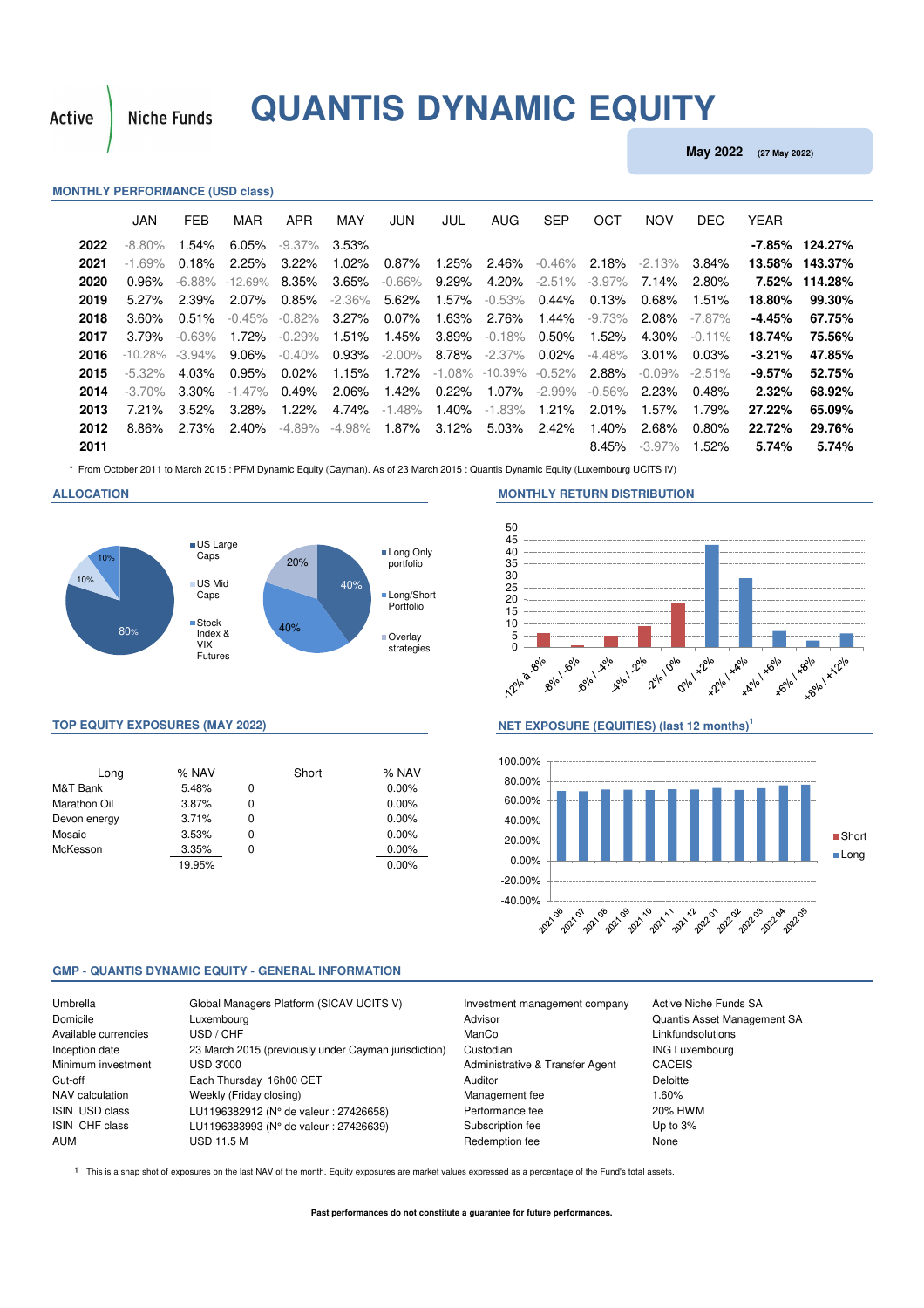Active | Niche Funds

# QUANTIS DYNAMIC EQUITY

**May 2022** (27 May 2022)

## MONTHLY PERFORMANCE (USD class)

| | JAN | FEB | MAR | APR | MAY | JUN | JUL | AUG | SEP | OCT | NOV | DEC | YEAR | |
|---|---|---|---|---|---|---|---|---|---|---|---|---|---|---|
| **2022** | -8.80% | 1.54% | 6.05% | -9.37% | 3.53% | | | | | | | | **-7.85%** | **124.27%** |
| **2021** | -1.69% | 0.18% | 2.25% | 3.22% | 1.02% | 0.87% | 1.25% | 2.46% | -0.46% | 2.18% | -2.13% | 3.84% | **13.58%** | **143.37%** |
| **2020** | 0.96% | -6.88% | -12.69% | 8.35% | 3.65% | -0.66% | 9.29% | 4.20% | -2.51% | -3.97% | 7.14% | 2.80% | **7.52%** | **114.28%** |
| **2019** | 5.27% | 2.39% | 2.07% | 0.85% | -2.36% | 5.62% | 1.57% | -0.53% | 0.44% | 0.13% | 0.68% | 1.51% | **18.80%** | **99.30%** |
| **2018** | 3.60% | 0.51% | -0.45% | -0.82% | 3.27% | 0.07% | 1.63% | 2.76% | 1.44% | -9.73% | 2.08% | -7.87% | **-4.45%** | **67.75%** |
| **2017** | 3.79% | -0.63% | 1.72% | -0.29% | 1.51% | 1.45% | 3.89% | -0.18% | 0.50% | 1.52% | 4.30% | -0.11% | **18.74%** | **75.56%** |
| **2016** | -10.28% | -3.94% | 9.06% | -0.40% | 0.93% | -2.00% | 8.78% | -2.37% | 0.02% | -4.48% | 3.01% | 0.03% | **-3.21%** | **47.85%** |
| **2015** | -5.32% | 4.03% | 0.95% | 0.02% | 1.15% | 1.72% | -1.08% | -10.39% | -0.52% | 2.88% | -0.09% | -2.51% | **-9.57%** | **52.75%** |
| **2014** | -3.70% | 3.30% | -1.47% | 0.49% | 2.06% | 1.42% | 0.22% | 1.07% | -2.99% | -0.56% | 2.23% | 0.48% | **2.32%** | **68.92%** |
| **2013** | 7.21% | 3.52% | 3.28% | 1.22% | 4.74% | -1.48% | 1.40% | -1.83% | 1.21% | 2.01% | 1.57% | 1.79% | **27.22%** | **65.09%** |
| **2012** | 8.86% | 2.73% | 2.40% | -4.89% | -4.98% | 1.87% | 3.12% | 5.03% | 2.42% | 1.40% | 2.68% | 0.80% | **22.72%** | **29.76%** |
| **2011** | | | | | | | | | | 8.45% | -3.97% | 1.52% | **5.74%** | **5.74%** |

* From October 2011 to March 2015 : PFM Dynamic Equity (Cayman). As of 23 March 2015 : Quantis Dynamic Equity (Luxembourg UCITS IV)

## ALLOCATION

10%
10%
80%
US Large Caps
US Mid Caps
Stock Index & VIX Futures

20%
40%
40%
Long Only portfolio
Long/Short Portfolio
Overlay strategies

## MONTHLY RETURN DISTRIBUTION

50
45
40
35
30
25
20
15
10
5
0
-12% à -8%
-8% / -6%
-6% / -4%
-4% / -2%
-2% / 0%
0% / +2%
+2% / +4%
+4% / +6%
+6% / +8%
+8% / +12%

## TOP EQUITY EXPOSURES (MAY 2022)

| Long | % NAV | Short | % NAV |
|---|---|---|---|
| M&T Bank | 5.48% | 0 | 0.00% |
| Marathon Oil | 3.87% | 0 | 0.00% |
| Devon energy | 3.71% | 0 | 0.00% |
| Mosaic | 3.53% | 0 | 0.00% |
| McKesson | 3.35% | 0 | 0.00% |
| | 19.95% | | 0.00% |

## NET EXPOSURE (EQUITIES) (last 12 months)[1]

100.00%
80.00%
60.00%
40.00%
20.00%
0.00%
-20.00%
-40.00%
2021 06
2021 07
2021 08
2021 09
2021 10
2021 11
2021 12
2022 01
2022 02
2022 03
2022 04
2022 05
Short
Long

## GMP - QUANTIS DYNAMIC EQUITY - GENERAL INFORMATION

| | | | |
|---|---|---|---|
| Umbrella | Global Managers Platform (SICAV UCITS V) | Investment management company | Active Niche Funds SA |
| Domicile | Luxembourg | Advisor | Quantis Asset Management SA |
| Available currencies | USD / CHF | ManCo | Linkfundsolutions |
| Inception date | 23 March 2015 (previously under Cayman jurisdiction) | Custodian | ING Luxembourg |
| Minimum investment | USD 3'000 | Administrative & Transfer Agent | CACEIS |
| Cut-off | Each Thursday 16h00 CET | Auditor | Deloitte |
| NAV calculation | Weekly (Friday closing) | Management fee | 1.60% |
| ISIN USD class | LU1196382912 (N° de valeur : 27426658) | Performance fee | 20% HWM |
| ISIN CHF class | LU1196383993 (N° de valeur : 27426639) | Subscription fee | Up to 3% |
| AUM | USD 11.5 M | Redemption fee | None |

[1] This is a snap shot of exposures on the last NAV of the month. Equity exposures are market values expressed as a percentage of the Fund's total assets.

**Past performances do not constitute a guarantee for future performances.**